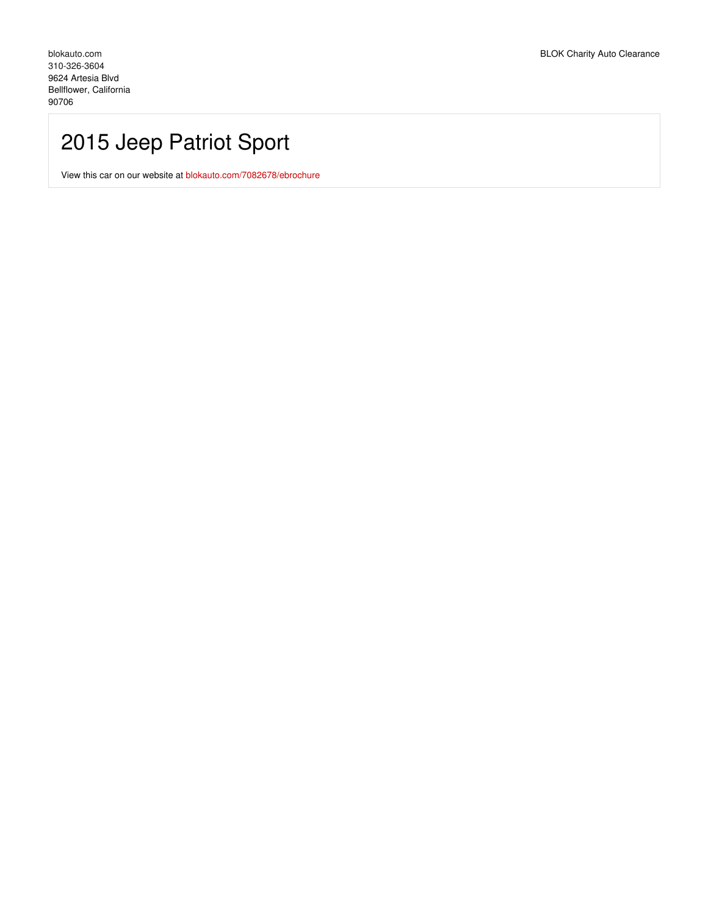blokauto.com
310-326-3604
9624 Artesia Blvd
Bellflower, California
90706

BLOK Charity Auto Clearance

# 2015 Jeep Patriot Sport

View this car on our website at blokauto.com/7082678/ebrochure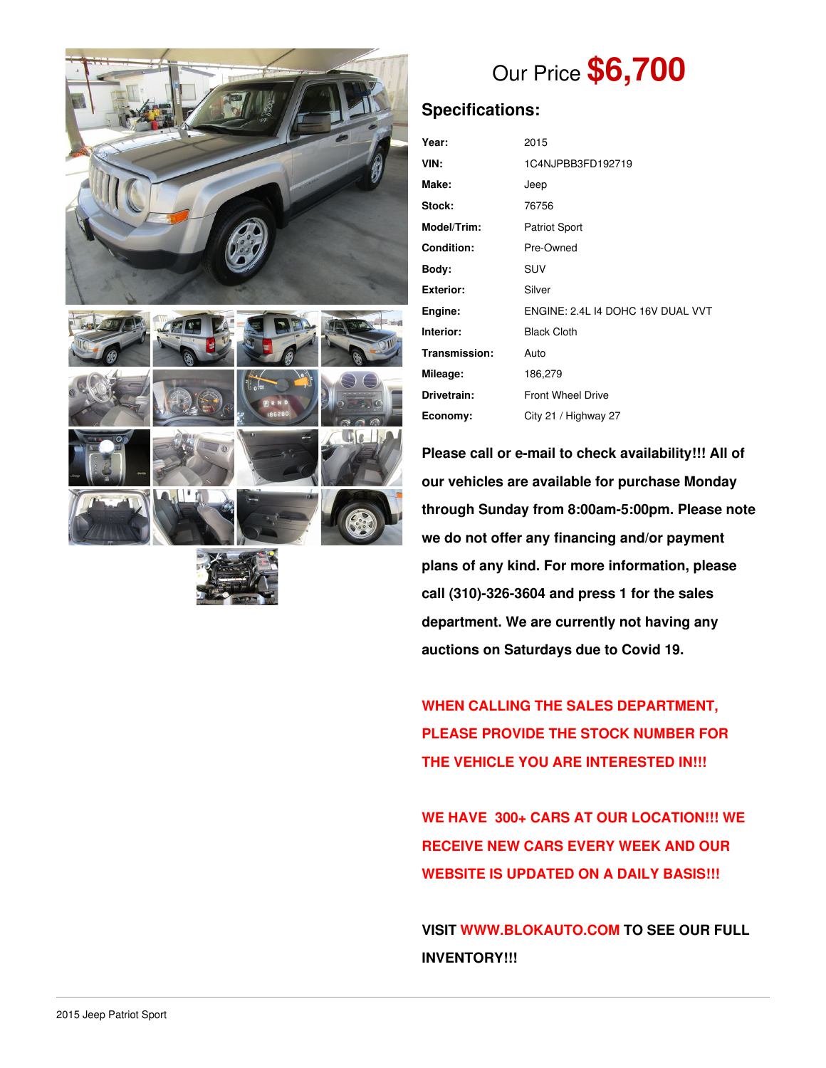Our Price **$6,700**

## Specifications:

| | |
|---|---|
| **Year:** | 2015 |
| **VIN:** | 1C4NJPBB3FD192719 |
| **Make:** | Jeep |
| **Stock:** | 76756 |
| **Model/Trim:** | Patriot Sport |
| **Condition:** | Pre-Owned |
| **Body:** | SUV |
| **Exterior:** | Silver |
| **Engine:** | ENGINE: 2.4L I4 DOHC 16V DUAL VVT |
| **Interior:** | Black Cloth |
| **Transmission:** | Auto |
| **Mileage:** | 186,279 |
| **Drivetrain:** | Front Wheel Drive |
| **Economy:** | City 21 / Highway 27 |

**Please call or e-mail to check availability!!! All of our vehicles are available for purchase Monday through Sunday from 8:00am-5:00pm. Please note we do not offer any financing and/or payment plans of any kind. For more information, please call (310)-326-3604 and press 1 for the sales department. We are currently not having any auctions on Saturdays due to Covid 19.**

**WHEN CALLING THE SALES DEPARTMENT, PLEASE PROVIDE THE STOCK NUMBER FOR THE VEHICLE YOU ARE INTERESTED IN!!!**

**WE HAVE 300+ CARS AT OUR LOCATION!!! WE RECEIVE NEW CARS EVERY WEEK AND OUR WEBSITE IS UPDATED ON A DAILY BASIS!!!**

**VISIT WWW.BLOKAUTO.COM TO SEE OUR FULL INVENTORY!!!**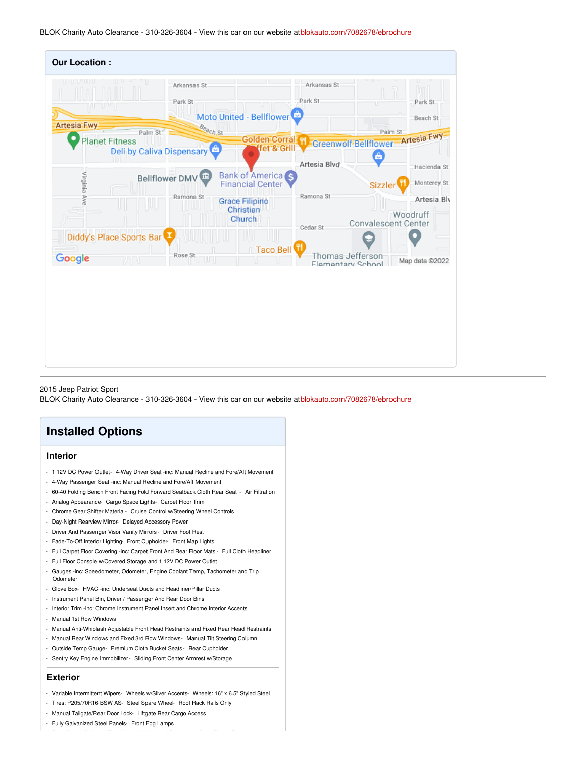BLOK Charity Auto Clearance - 310-326-3604 - View this car on our website at blokauto.com/7082678/ebrochure

## Our Location :

2015 Jeep Patriot Sport
BLOK Charity Auto Clearance - 310-326-3604 - View this car on our website at blokauto.com/7082678/ebrochure

## Installed Options

### Interior

- 1 12V DC Power Outlet- 4-Way Driver Seat -inc: Manual Recline and Fore/Aft Movement
- 4-Way Passenger Seat -inc: Manual Recline and Fore/Aft Movement
- 60-40 Folding Bench Front Facing Fold Forward Seatback Cloth Rear Seat - Air Filtration
- Analog Appearance- Cargo Space Lights- Carpet Floor Trim
- Chrome Gear Shifter Material- Cruise Control w/Steering Wheel Controls
- Day-Night Rearview Mirror- Delayed Accessory Power
- Driver And Passenger Visor Vanity Mirrors - Driver Foot Rest
- Fade-To-Off Interior Lighting- Front Cupholder- Front Map Lights
- Full Carpet Floor Covering -inc: Carpet Front And Rear Floor Mats - Full Cloth Headliner
- Full Floor Console w/Covered Storage and 1 12V DC Power Outlet
- Gauges -inc: Speedometer, Odometer, Engine Coolant Temp, Tachometer and Trip Odometer
- Glove Box- HVAC -inc: Underseat Ducts and Headliner/Pillar Ducts
- Instrument Panel Bin, Driver / Passenger And Rear Door Bins
- Interior Trim -inc: Chrome Instrument Panel Insert and Chrome Interior Accents
- Manual 1st Row Windows
- Manual Anti-Whiplash Adjustable Front Head Restraints and Fixed Rear Head Restraints
- Manual Rear Windows and Fixed 3rd Row Windows- Manual Tilt Steering Column
- Outside Temp Gauge- Premium Cloth Bucket Seats- Rear Cupholder
- Sentry Key Engine Immobilizer- Sliding Front Center Armrest w/Storage

### Exterior

- Variable Intermittent Wipers- Wheels w/Silver Accents- Wheels: 16" x 6.5" Styled Steel
- Tires: P205/70R16 BSW AS- Steel Spare Wheel- Roof Rack Rails Only
- Manual Tailgate/Rear Door Lock- Liftgate Rear Cargo Access
- Fully Galvanized Steel Panels- Front Fog Lamps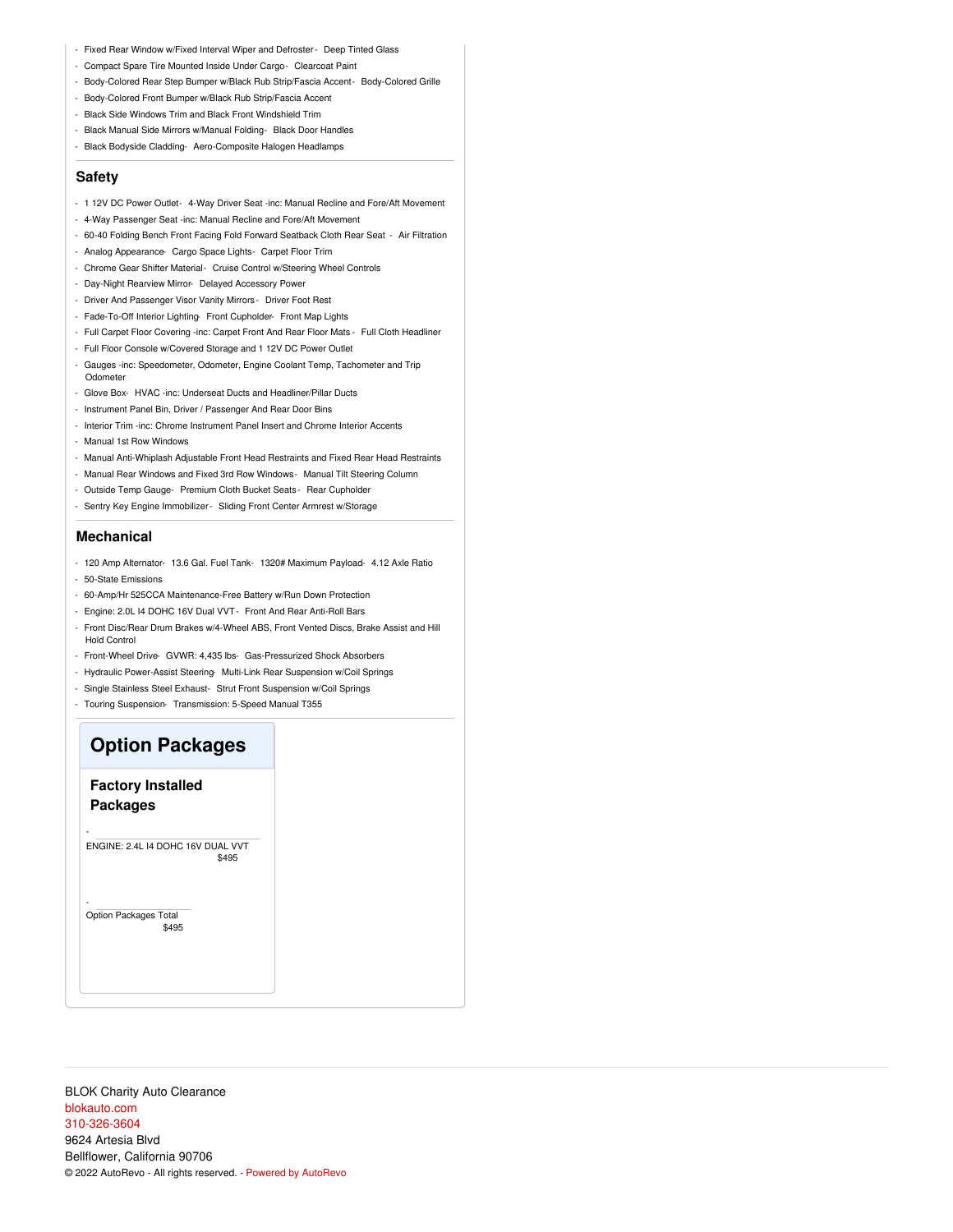- Fixed Rear Window w/Fixed Interval Wiper and Defroster - Deep Tinted Glass
- Compact Spare Tire Mounted Inside Under Cargo - Clearcoat Paint
- Body-Colored Rear Step Bumper w/Black Rub Strip/Fascia Accent - Body-Colored Grille
- Body-Colored Front Bumper w/Black Rub Strip/Fascia Accent
- Black Side Windows Trim and Black Front Windshield Trim
- Black Manual Side Mirrors w/Manual Folding - Black Door Handles
- Black Bodyside Cladding - Aero-Composite Halogen Headlamps

## Safety

- 1 12V DC Power Outlet - 4-Way Driver Seat -inc: Manual Recline and Fore/Aft Movement
- 4-Way Passenger Seat -inc: Manual Recline and Fore/Aft Movement
- 60-40 Folding Bench Front Facing Fold Forward Seatback Cloth Rear Seat - Air Filtration
- Analog Appearance - Cargo Space Lights - Carpet Floor Trim
- Chrome Gear Shifter Material - Cruise Control w/Steering Wheel Controls
- Day-Night Rearview Mirror - Delayed Accessory Power
- Driver And Passenger Visor Vanity Mirrors - Driver Foot Rest
- Fade-To-Off Interior Lighting - Front Cupholder - Front Map Lights
- Full Carpet Floor Covering -inc: Carpet Front And Rear Floor Mats - Full Cloth Headliner
- Full Floor Console w/Covered Storage and 1 12V DC Power Outlet
- Gauges -inc: Speedometer, Odometer, Engine Coolant Temp, Tachometer and Trip Odometer
- Glove Box - HVAC -inc: Underseat Ducts and Headliner/Pillar Ducts
- Instrument Panel Bin, Driver / Passenger And Rear Door Bins
- Interior Trim -inc: Chrome Instrument Panel Insert and Chrome Interior Accents
- Manual 1st Row Windows
- Manual Anti-Whiplash Adjustable Front Head Restraints and Fixed Rear Head Restraints
- Manual Rear Windows and Fixed 3rd Row Windows - Manual Tilt Steering Column
- Outside Temp Gauge - Premium Cloth Bucket Seats - Rear Cupholder
- Sentry Key Engine Immobilizer - Sliding Front Center Armrest w/Storage

## Mechanical

- 120 Amp Alternator - 13.6 Gal. Fuel Tank - 1320# Maximum Payload - 4.12 Axle Ratio
- 50-State Emissions
- 60-Amp/Hr 525CCA Maintenance-Free Battery w/Run Down Protection
- Engine: 2.0L I4 DOHC 16V Dual VVT - Front And Rear Anti-Roll Bars
- Front Disc/Rear Drum Brakes w/4-Wheel ABS, Front Vented Discs, Brake Assist and Hill Hold Control
- Front-Wheel Drive - GVWR: 4,435 lbs - Gas-Pressurized Shock Absorbers
- Hydraulic Power-Assist Steering - Multi-Link Rear Suspension w/Coil Springs
- Single Stainless Steel Exhaust - Strut Front Suspension w/Coil Springs
- Touring Suspension - Transmission: 5-Speed Manual T355

# Option Packages

## Factory Installed Packages

- ENGINE: 2.4L I4 DOHC 16V DUAL VVT $495

- Option Packages Total $495

BLOK Charity Auto Clearance
blokauto.com
310-326-3604
9624 Artesia Blvd
Bellflower, California 90706
© 2022 AutoRevo - All rights reserved. - Powered by AutoRevo